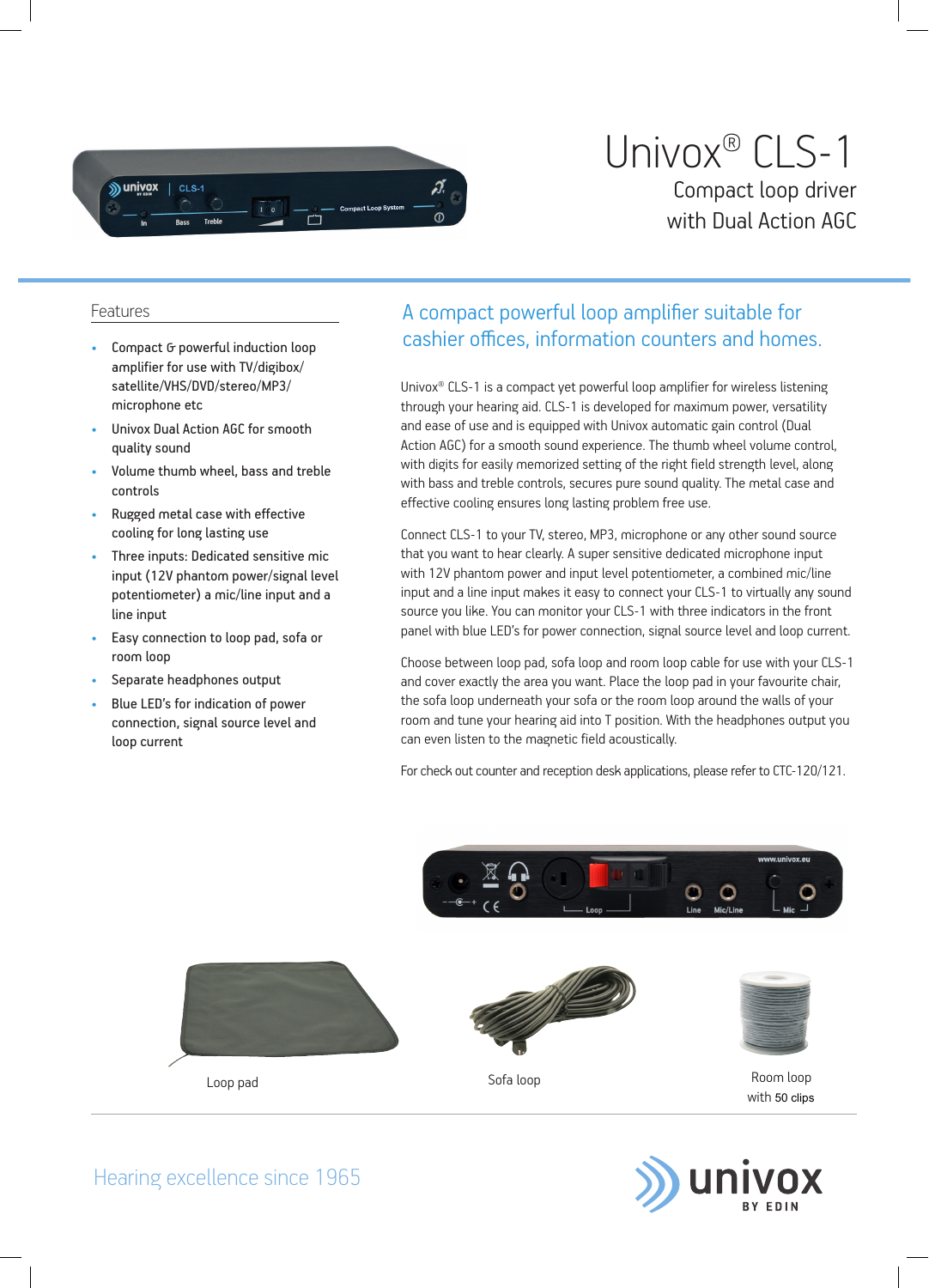# Univox® CLS-1

Compact loop driver
with Dual Action AGC

## Features

- Compact & powerful induction loop amplifier for use with TV/digibox/satellite/VHS/DVD/stereo/MP3/microphone etc
- Univox Dual Action AGC for smooth quality sound
- Volume thumb wheel, bass and treble controls
- Rugged metal case with effective cooling for long lasting use
- Three inputs: Dedicated sensitive mic input (12V phantom power/signal level potentiometer) a mic/line input and a line input
- Easy connection to loop pad, sofa or room loop
- Separate headphones output
- Blue LED's for indication of power connection, signal source level and loop current

## A compact powerful loop amplifier suitable for cashier offices, information counters and homes.

Univox® CLS-1 is a compact yet powerful loop amplifier for wireless listening through your hearing aid. CLS-1 is developed for maximum power, versatility and ease of use and is equipped with Univox automatic gain control (Dual Action AGC) for a smooth sound experience. The thumb wheel volume control, with digits for easily memorized setting of the right field strength level, along with bass and treble controls, secures pure sound quality. The metal case and effective cooling ensures long lasting problem free use.

Connect CLS-1 to your TV, stereo, MP3, microphone or any other sound source that you want to hear clearly. A super sensitive dedicated microphone input with 12V phantom power and input level potentiometer, a combined mic/line input and a line input makes it easy to connect your CLS-1 to virtually any sound source you like. You can monitor your CLS-1 with three indicators in the front panel with blue LED's for power connection, signal source level and loop current.

Choose between loop pad, sofa loop and room loop cable for use with your CLS-1 and cover exactly the area you want. Place the loop pad in your favourite chair, the sofa loop underneath your sofa or the room loop around the walls of your room and tune your hearing aid into T position. With the headphones output you can even listen to the magnetic field acoustically.

For check out counter and reception desk applications, please refer to CTC-120/121.

Loop pad

Sofa loop

Room loop
with 50 clips

Hearing excellence since 1965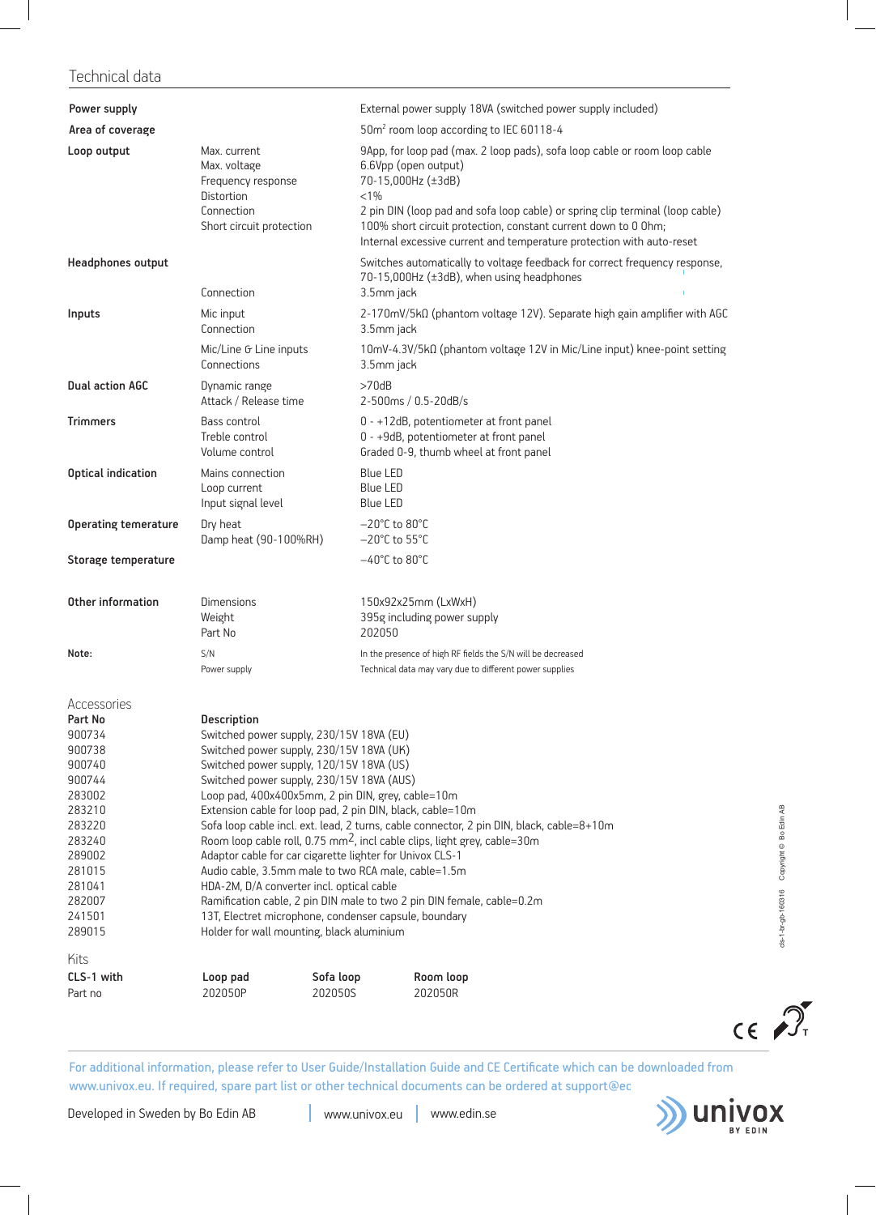## Technical data

| | | |
|---|---|---|
| **Power supply** | | External power supply 18VA (switched power supply included) |
| **Area of coverage** | | 50m² room loop according to IEC 60118-4 |
| **Loop output** | Max. current<br>Max. voltage<br>Frequency response<br>Distortion<br>Connection<br>Short circuit protection | 9App, for loop pad (max. 2 loop pads), sofa loop cable or room loop cable<br>6.6Vpp (open output)<br>70-15,000Hz (±3dB)<br><1%<br>2 pin DIN (loop pad and sofa loop cable) or spring clip terminal (loop cable)<br>100% short circuit protection, constant current down to 0 Ohm;<br>Internal excessive current and temperature protection with auto-reset |
| **Headphones output** | <br><br>Connection | Switches automatically to voltage feedback for correct frequency response, 70-15,000Hz (±3dB), when using headphones<br>3.5mm jack |
| **Inputs** | Mic input<br>Connection | 2-170mV/5kΩ (phantom voltage 12V). Separate high gain amplifier with AGC<br>3.5mm jack |
| | Mic/Line & Line inputs<br>Connections | 10mV-4.3V/5kΩ (phantom voltage 12V in Mic/Line input) knee-point setting<br>3.5mm jack |
| **Dual action AGC** | Dynamic range<br>Attack / Release time | >70dB<br>2-500ms / 0.5-20dB/s |
| **Trimmers** | Bass control<br>Treble control<br>Volume control | 0 - +12dB, potentiometer at front panel<br>0 - +9dB, potentiometer at front panel<br>Graded 0-9, thumb wheel at front panel |
| **Optical indication** | Mains connection<br>Loop current<br>Input signal level | Blue LED<br>Blue LED<br>Blue LED |
| **Operating temerature** | Dry heat<br>Damp heat (90-100%RH) | −20°C to 80°C<br>−20°C to 55°C |
| **Storage temperature** | | −40°C to 80°C |
| **Other information** | Dimensions<br>Weight<br>Part No | 150x92x25mm (LxWxH)<br>395g including power supply<br>202050 |
| **Note:** | S/N<br>Power supply | In the presence of high RF fields the S/N will be decreased<br>Technical data may vary due to different power supplies |

### Accessories

| Part No | Description |
|---|---|
| 900734 | Switched power supply, 230/15V 18VA (EU) |
| 900738 | Switched power supply, 230/15V 18VA (UK) |
| 900740 | Switched power supply, 120/15V 18VA (US) |
| 900744 | Switched power supply, 230/15V 18VA (AUS) |
| 283002 | Loop pad, 400x400x5mm, 2 pin DIN, grey, cable=10m |
| 283210 | Extension cable for loop pad, 2 pin DIN, black, cable=10m |
| 283220 | Sofa loop cable incl. ext. lead, 2 turns, cable connector, 2 pin DIN, black, cable=8+10m |
| 283240 | Room loop cable roll, 0.75 mm², incl cable clips, light grey, cable=30m |
| 289002 | Adaptor cable for car cigarette lighter for Univox CLS-1 |
| 281015 | Audio cable, 3.5mm male to two RCA male, cable=1.5m |
| 281041 | HDA-2M, D/A converter incl. optical cable |
| 282007 | Ramification cable, 2 pin DIN male to two 2 pin DIN female, cable=0.2m |
| 241501 | 13T, Electret microphone, condenser capsule, boundary |
| 289015 | Holder for wall mounting, black aluminium |

### Kits

| CLS-1 with | Loop pad | Sofa loop | Room loop |
|---|---|---|---|
| Part no | 202050P | 202050S | 202050R |

cls-1-br-gb-160316 Copyright © Bo Edin AB

For additional information, please refer to User Guide/Installation Guide and CE Certificate which can be downloaded from www.univox.eu. If required, spare part list or other technical documents can be ordered at support@ec

Developed in Sweden by Bo Edin AB | www.univox.eu | www.edin.se

univox BY EDIN